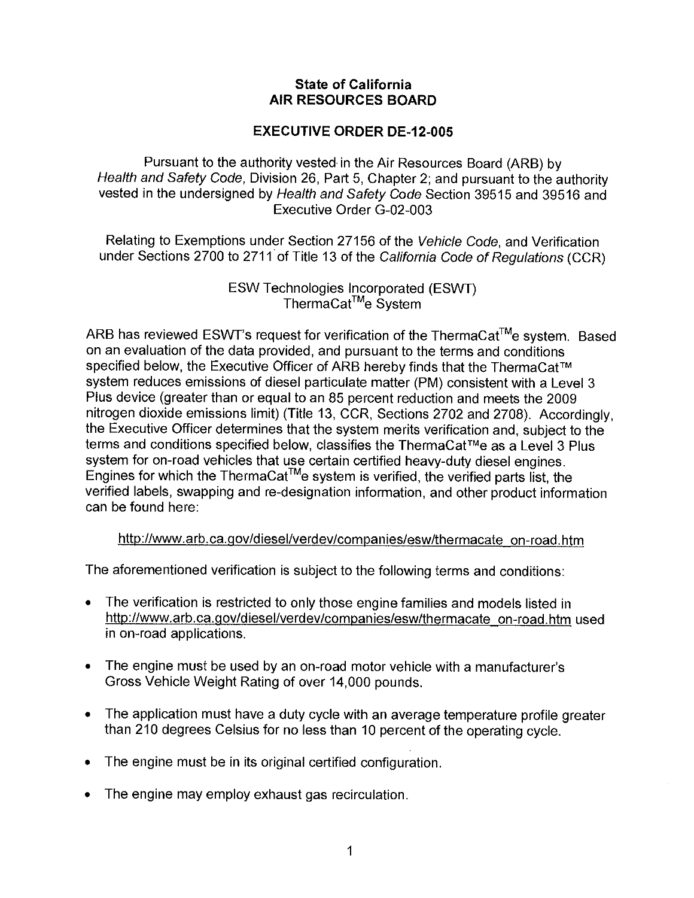**State of California**
**AIR RESOURCES BOARD**

**EXECUTIVE ORDER DE-12-005**

Pursuant to the authority vested in the Air Resources Board (ARB) by *Health and Safety Code*, Division 26, Part 5, Chapter 2; and pursuant to the authority vested in the undersigned by *Health and Safety Code* Section 39515 and 39516 and Executive Order G-02-003

Relating to Exemptions under Section 27156 of the *Vehicle Code*, and Verification under Sections 2700 to 2711 of Title 13 of the *California Code of Regulations* (CCR)

ESW Technologies Incorporated (ESWT)
ThermaCat™e System

ARB has reviewed ESWT's request for verification of the ThermaCat™e system. Based on an evaluation of the data provided, and pursuant to the terms and conditions specified below, the Executive Officer of ARB hereby finds that the ThermaCat™ system reduces emissions of diesel particulate matter (PM) consistent with a Level 3 Plus device (greater than or equal to an 85 percent reduction and meets the 2009 nitrogen dioxide emissions limit) (Title 13, CCR, Sections 2702 and 2708). Accordingly, the Executive Officer determines that the system merits verification and, subject to the terms and conditions specified below, classifies the ThermaCat™e as a Level 3 Plus system for on-road vehicles that use certain certified heavy-duty diesel engines. Engines for which the ThermaCat™e system is verified, the verified parts list, the verified labels, swapping and re-designation information, and other product information can be found here:

http://www.arb.ca.gov/diesel/verdev/companies/esw/thermacate_on-road.htm

The aforementioned verification is subject to the following terms and conditions:

- The verification is restricted to only those engine families and models listed in http://www.arb.ca.gov/diesel/verdev/companies/esw/thermacate_on-road.htm used in on-road applications.
- The engine must be used by an on-road motor vehicle with a manufacturer's Gross Vehicle Weight Rating of over 14,000 pounds.
- The application must have a duty cycle with an average temperature profile greater than 210 degrees Celsius for no less than 10 percent of the operating cycle.
- The engine must be in its original certified configuration.
- The engine may employ exhaust gas recirculation.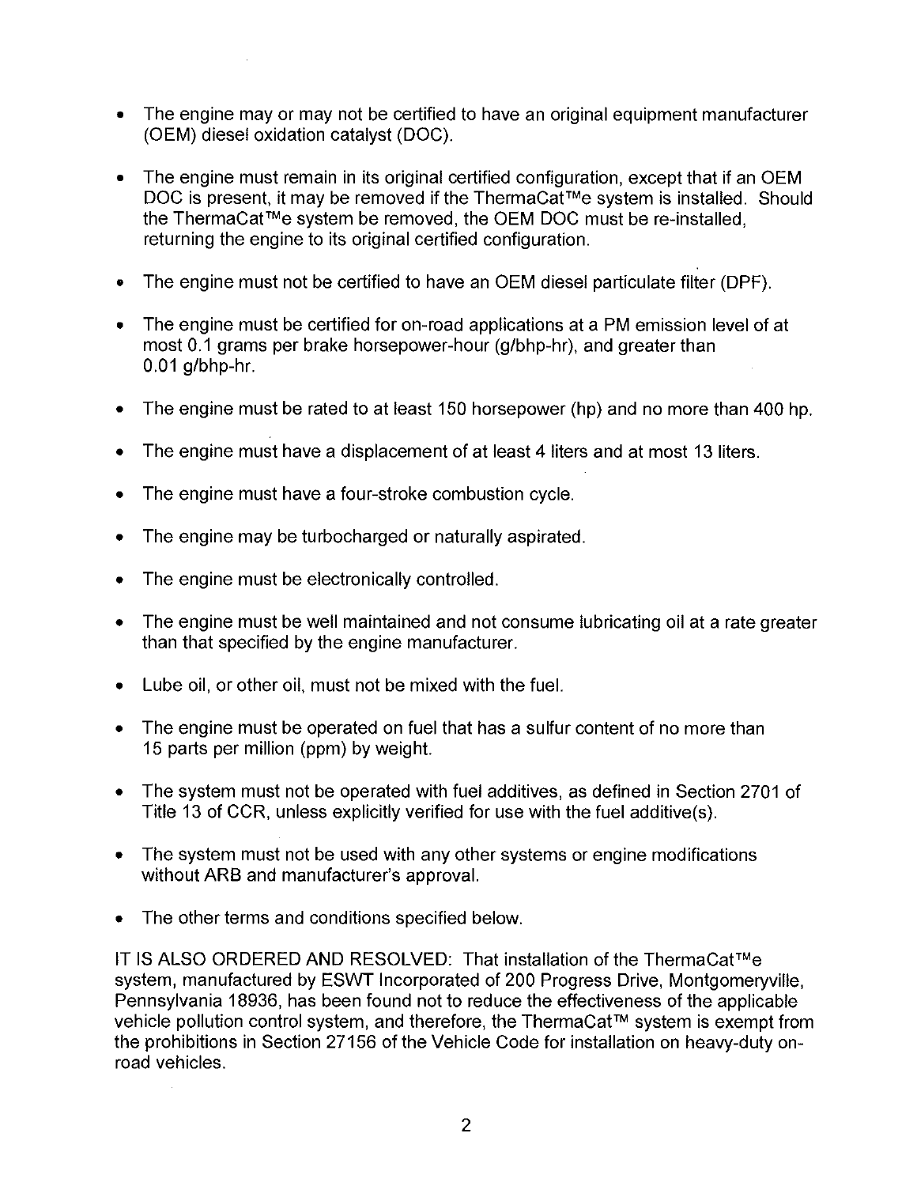- The engine may or may not be certified to have an original equipment manufacturer (OEM) diesel oxidation catalyst (DOC).
- The engine must remain in its original certified configuration, except that if an OEM DOC is present, it may be removed if the ThermaCat™e system is installed. Should the ThermaCat™e system be removed, the OEM DOC must be re-installed, returning the engine to its original certified configuration.
- The engine must not be certified to have an OEM diesel particulate filter (DPF).
- The engine must be certified for on-road applications at a PM emission level of at most 0.1 grams per brake horsepower-hour (g/bhp-hr), and greater than 0.01 g/bhp-hr.
- The engine must be rated to at least 150 horsepower (hp) and no more than 400 hp.
- The engine must have a displacement of at least 4 liters and at most 13 liters.
- The engine must have a four-stroke combustion cycle.
- The engine may be turbocharged or naturally aspirated.
- The engine must be electronically controlled.
- The engine must be well maintained and not consume lubricating oil at a rate greater than that specified by the engine manufacturer.
- Lube oil, or other oil, must not be mixed with the fuel.
- The engine must be operated on fuel that has a sulfur content of no more than 15 parts per million (ppm) by weight.
- The system must not be operated with fuel additives, as defined in Section 2701 of Title 13 of CCR, unless explicitly verified for use with the fuel additive(s).
- The system must not be used with any other systems or engine modifications without ARB and manufacturer's approval.
- The other terms and conditions specified below.

IT IS ALSO ORDERED AND RESOLVED: That installation of the ThermaCat™e system, manufactured by ESWT Incorporated of 200 Progress Drive, Montgomeryville, Pennsylvania 18936, has been found not to reduce the effectiveness of the applicable vehicle pollution control system, and therefore, the ThermaCat™ system is exempt from the prohibitions in Section 27156 of the Vehicle Code for installation on heavy-duty on-road vehicles.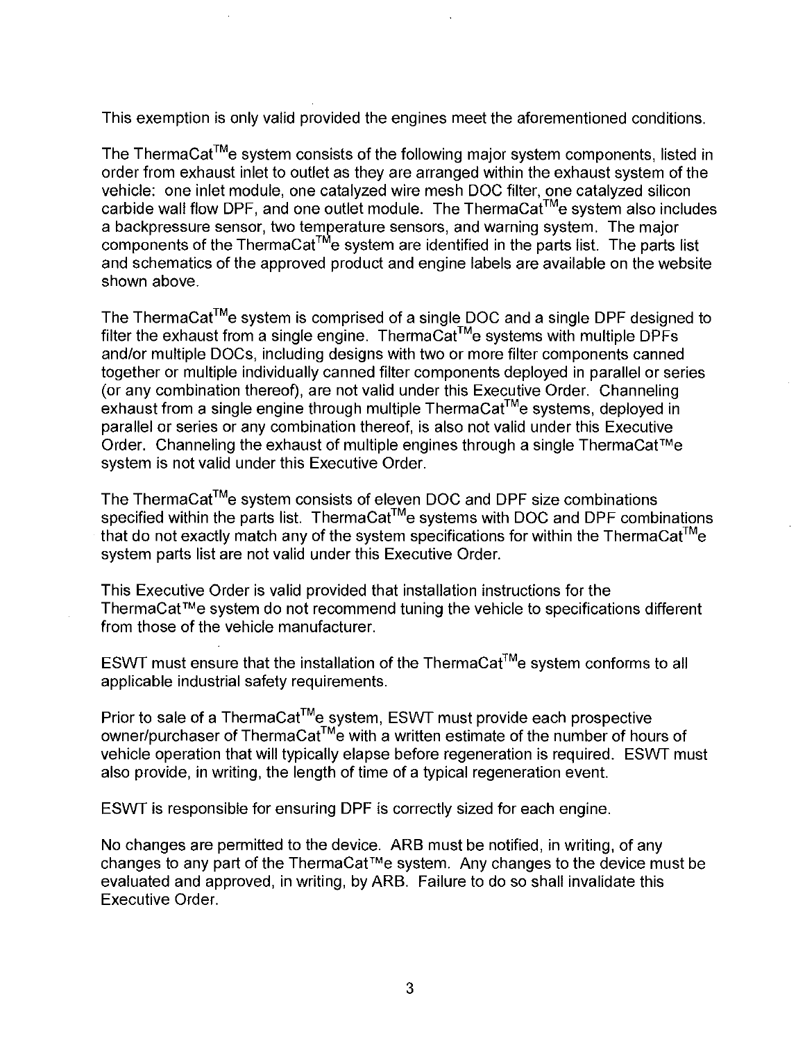This exemption is only valid provided the engines meet the aforementioned conditions.

The ThermaCat™e system consists of the following major system components, listed in order from exhaust inlet to outlet as they are arranged within the exhaust system of the vehicle: one inlet module, one catalyzed wire mesh DOC filter, one catalyzed silicon carbide wall flow DPF, and one outlet module. The ThermaCat™e system also includes a backpressure sensor, two temperature sensors, and warning system. The major components of the ThermaCat™e system are identified in the parts list. The parts list and schematics of the approved product and engine labels are available on the website shown above.

The ThermaCat™e system is comprised of a single DOC and a single DPF designed to filter the exhaust from a single engine. ThermaCat™e systems with multiple DPFs and/or multiple DOCs, including designs with two or more filter components canned together or multiple individually canned filter components deployed in parallel or series (or any combination thereof), are not valid under this Executive Order. Channeling exhaust from a single engine through multiple ThermaCat™e systems, deployed in parallel or series or any combination thereof, is also not valid under this Executive Order. Channeling the exhaust of multiple engines through a single ThermaCat™e system is not valid under this Executive Order.

The ThermaCat™e system consists of eleven DOC and DPF size combinations specified within the parts list. ThermaCat™e systems with DOC and DPF combinations that do not exactly match any of the system specifications for within the ThermaCat™e system parts list are not valid under this Executive Order.

This Executive Order is valid provided that installation instructions for the ThermaCat™e system do not recommend tuning the vehicle to specifications different from those of the vehicle manufacturer.

ESWT must ensure that the installation of the ThermaCat™e system conforms to all applicable industrial safety requirements.

Prior to sale of a ThermaCat™e system, ESWT must provide each prospective owner/purchaser of ThermaCat™e with a written estimate of the number of hours of vehicle operation that will typically elapse before regeneration is required. ESWT must also provide, in writing, the length of time of a typical regeneration event.

ESWT is responsible for ensuring DPF is correctly sized for each engine.

No changes are permitted to the device. ARB must be notified, in writing, of any changes to any part of the ThermaCat™e system. Any changes to the device must be evaluated and approved, in writing, by ARB. Failure to do so shall invalidate this Executive Order.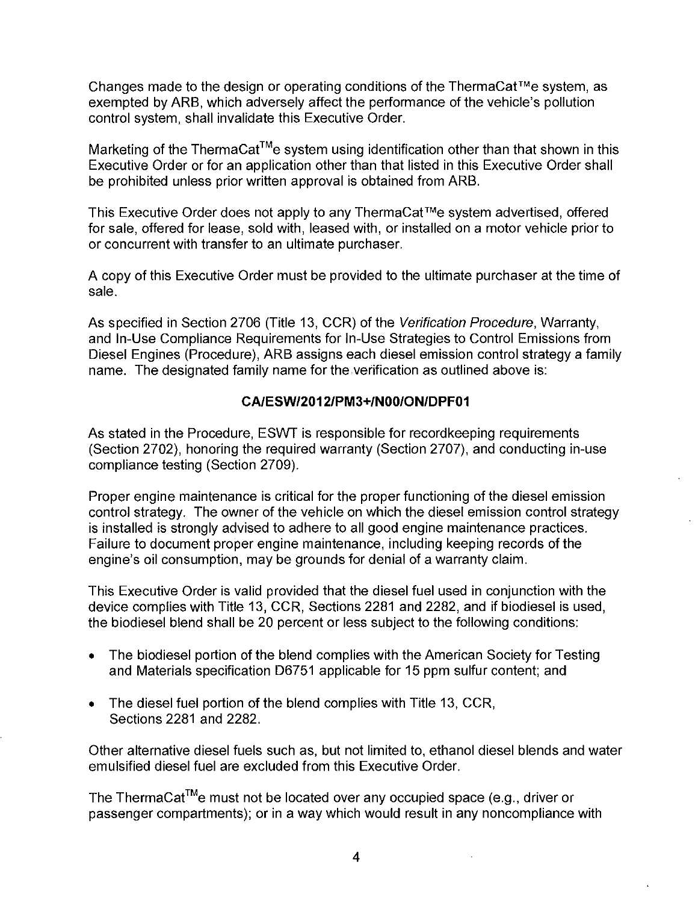Changes made to the design or operating conditions of the ThermaCat™e system, as exempted by ARB, which adversely affect the performance of the vehicle's pollution control system, shall invalidate this Executive Order.

Marketing of the ThermaCat™e system using identification other than that shown in this Executive Order or for an application other than that listed in this Executive Order shall be prohibited unless prior written approval is obtained from ARB.

This Executive Order does not apply to any ThermaCat™e system advertised, offered for sale, offered for lease, sold with, leased with, or installed on a motor vehicle prior to or concurrent with transfer to an ultimate purchaser.

A copy of this Executive Order must be provided to the ultimate purchaser at the time of sale.

As specified in Section 2706 (Title 13, CCR) of the *Verification Procedure*, Warranty, and In-Use Compliance Requirements for In-Use Strategies to Control Emissions from Diesel Engines (Procedure), ARB assigns each diesel emission control strategy a family name. The designated family name for the verification as outlined above is:

**CA/ESW/2012/PM3+/N00/ON/DPF01**

As stated in the Procedure, ESWT is responsible for recordkeeping requirements (Section 2702), honoring the required warranty (Section 2707), and conducting in-use compliance testing (Section 2709).

Proper engine maintenance is critical for the proper functioning of the diesel emission control strategy. The owner of the vehicle on which the diesel emission control strategy is installed is strongly advised to adhere to all good engine maintenance practices. Failure to document proper engine maintenance, including keeping records of the engine's oil consumption, may be grounds for denial of a warranty claim.

This Executive Order is valid provided that the diesel fuel used in conjunction with the device complies with Title 13, CCR, Sections 2281 and 2282, and if biodiesel is used, the biodiesel blend shall be 20 percent or less subject to the following conditions:

- The biodiesel portion of the blend complies with the American Society for Testing and Materials specification D6751 applicable for 15 ppm sulfur content; and
- The diesel fuel portion of the blend complies with Title 13, CCR, Sections 2281 and 2282.

Other alternative diesel fuels such as, but not limited to, ethanol diesel blends and water emulsified diesel fuel are excluded from this Executive Order.

The ThermaCat™e must not be located over any occupied space (e.g., driver or passenger compartments); or in a way which would result in any noncompliance with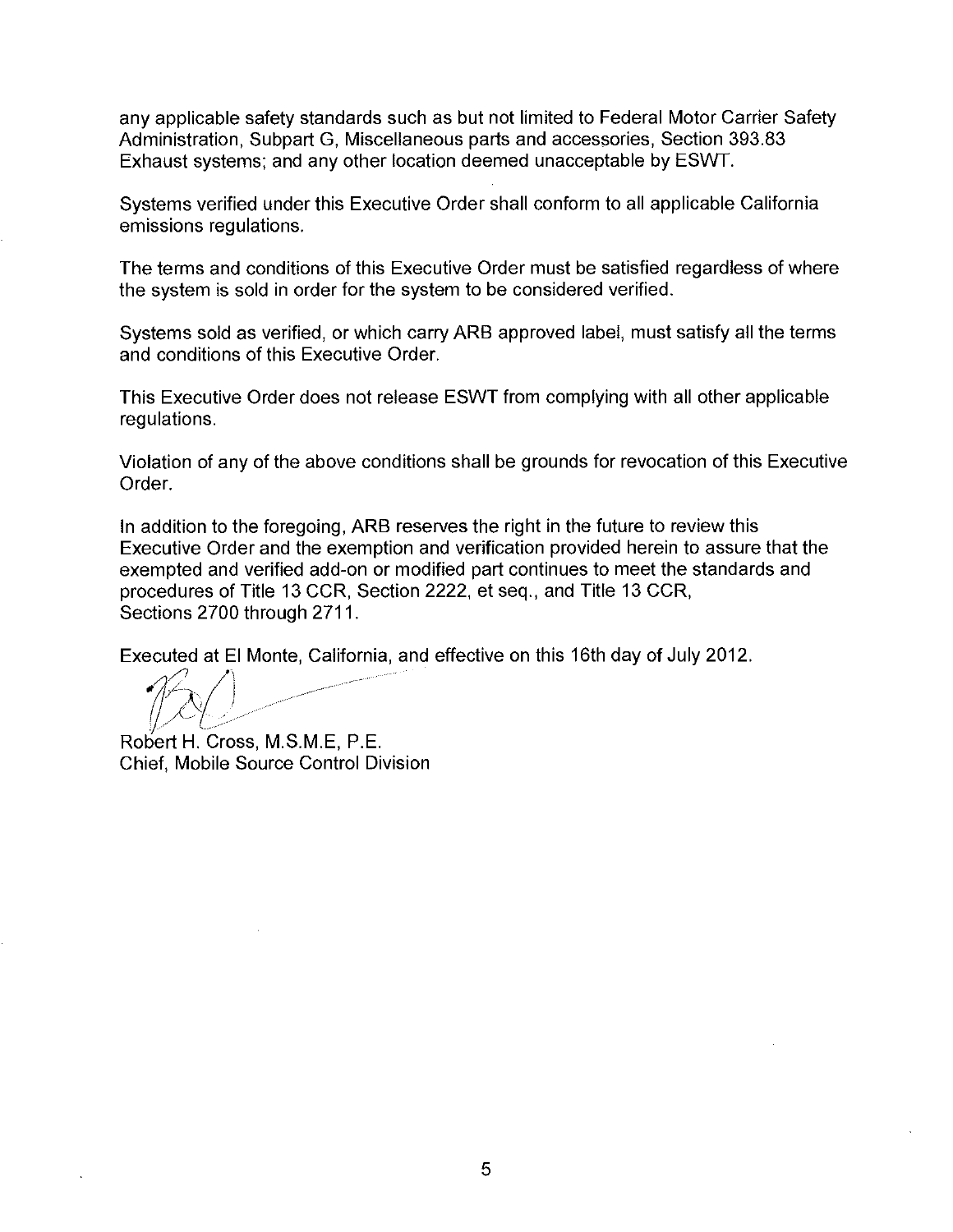any applicable safety standards such as but not limited to Federal Motor Carrier Safety Administration, Subpart G, Miscellaneous parts and accessories, Section 393.83 Exhaust systems; and any other location deemed unacceptable by ESWT.

Systems verified under this Executive Order shall conform to all applicable California emissions regulations.

The terms and conditions of this Executive Order must be satisfied regardless of where the system is sold in order for the system to be considered verified.

Systems sold as verified, or which carry ARB approved label, must satisfy all the terms and conditions of this Executive Order.

This Executive Order does not release ESWT from complying with all other applicable regulations.

Violation of any of the above conditions shall be grounds for revocation of this Executive Order.

In addition to the foregoing, ARB reserves the right in the future to review this Executive Order and the exemption and verification provided herein to assure that the exempted and verified add-on or modified part continues to meet the standards and procedures of Title 13 CCR, Section 2222, et seq., and Title 13 CCR, Sections 2700 through 2711.

Executed at El Monte, California, and effective on this 16th day of July 2012.

Robert H. Cross, M.S.M.E, P.E.
Chief, Mobile Source Control Division